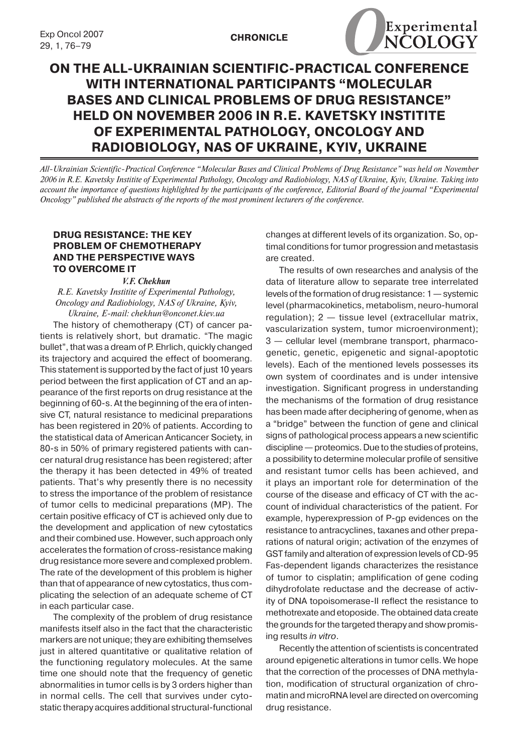**CHRONICLE**

# ON THE ALL-UKRAINIAN SCIENTIFIC-PRACTICAL CONFERENCE WITH INTERNATIONAL PARTICIPANTS "MOLECULAR BASES AND CLINICAL PROBLEMS OF DRUG RESISTANCE" HELD ON NOVEMBER 2006 IN R.E. KAVETSKY INSTITITE OF EXPERIMENTAL PATHOLOGY, ONCOLOGY AND RADIOBIOLOGY, NAS OF UKRAINE, KYIV, UKRAINE

*All-Ukrainian Scientific-Practical Conference "Molecular Bases and Clinical Problems of Drug Resistance" was held on November 2006 in R.E. Kavetsky Institite of Experimental Pathology, Oncology and Radiobiology, NAS of Ukraine, Kyiv, Ukraine. Taking into account the importance of questions highlighted by the participants of the conference, Editorial Board of the journal "Experimental Oncology" published the abstracts of the reports of the most prominent lecturers of the conference.*

## DRUG RESISTANCE: THE KEY PROBLEM OF CHEMOTHERAPY AND THE PERSPECTIVE WAYS TO OVERCOME IT

***V.F. Chekhun***

*R.E. Kavetsky Institite of Experimental Pathology, Oncology and Radiobiology, NAS of Ukraine, Kyiv, Ukraine, E-mail: chekhun@onconet.kiev.ua*

The history of chemotherapy (CT) of cancer patients is relatively short, but dramatic. "The magic bullet", that was a dream of P. Ehrlich, quickly changed its trajectory and acquired the effect of boomerang. This statement is supported by the fact of just 10 years period between the first application of CT and an appearance of the first reports on drug resistance at the beginning of 60-s. At the beginning of the era of intensive CT, natural resistance to medicinal preparations has been registered in 20% of patients. According to the statistical data of American Anticancer Society, in 80-s in 50% of primary registered patients with cancer natural drug resistance has been registered; after the therapy it has been detected in 49% of treated patients. That's why presently there is no necessity to stress the importance of the problem of resistance of tumor cells to medicinal preparations (MP). The certain positive efficacy of CT is achieved only due to the development and application of new cytostatics and their combined use. However, such approach only accelerates the formation of cross-resistance making drug resistance more severe and complexed problem. The rate of the development of this problem is higher than that of appearance of new cytostatics, thus complicating the selection of an adequate scheme of CT in each particular case.

The complexity of the problem of drug resistance manifests itself also in the fact that the characteristic markers are not unique; they are exhibiting themselves just in altered quantitative or qualitative relation of the functioning regulatory molecules. At the same time one should note that the frequency of genetic abnormalities in tumor cells is by 3 orders higher than in normal cells. The cell that survives under cytostatic therapy acquires additional structural-functional changes at different levels of its organization. So, optimal conditions for tumor progression and metastasis are created.

The results of own researches and analysis of the data of literature allow to separate tree interrelated levels of the formation of drug resistance: 1 — systemic level (pharmacokinetics, metabolism, neuro-humoral regulation); 2 — tissue level (extracellular matrix, vascularization system, tumor microenvironment); 3 — cellular level (membrane transport, pharmacogenetic, genetic, epigenetic and signal-apoptotic levels). Each of the mentioned levels possesses its own system of coordinates and is under intensive investigation. Significant progress in understanding the mechanisms of the formation of drug resistance has been made after deciphering of genome, when as a "bridge" between the function of gene and clinical signs of pathological process appears a new scientific discipline — proteomics. Due to the studies of proteins, a possibility to determine molecular profile of sensitive and resistant tumor cells has been achieved, and it plays an important role for determination of the course of the disease and efficacy of CT with the account of individual characteristics of the patient. For example, hyperexpression of P-gp evidences on the resistance to antracyclines, taxanes and other preparations of natural origin; activation of the enzymes of GST family and alteration of expression levels of CD-95 Fas-dependent ligands characterizes the resistance of tumor to cisplatin; amplification of gene coding dihydrofolate reductase and the decrease of activity of DNA topoisomerase-II reflect the resistance to methotrexate and etoposide. The obtained data create the grounds for the targeted therapy and show promising results *in vitro*.

Recently the attention of scientists is concentrated around epigenetic alterations in tumor cells. We hope that the correction of the processes of DNA methylation, modification of structural organization of chromatin and microRNA level are directed on overcoming drug resistance.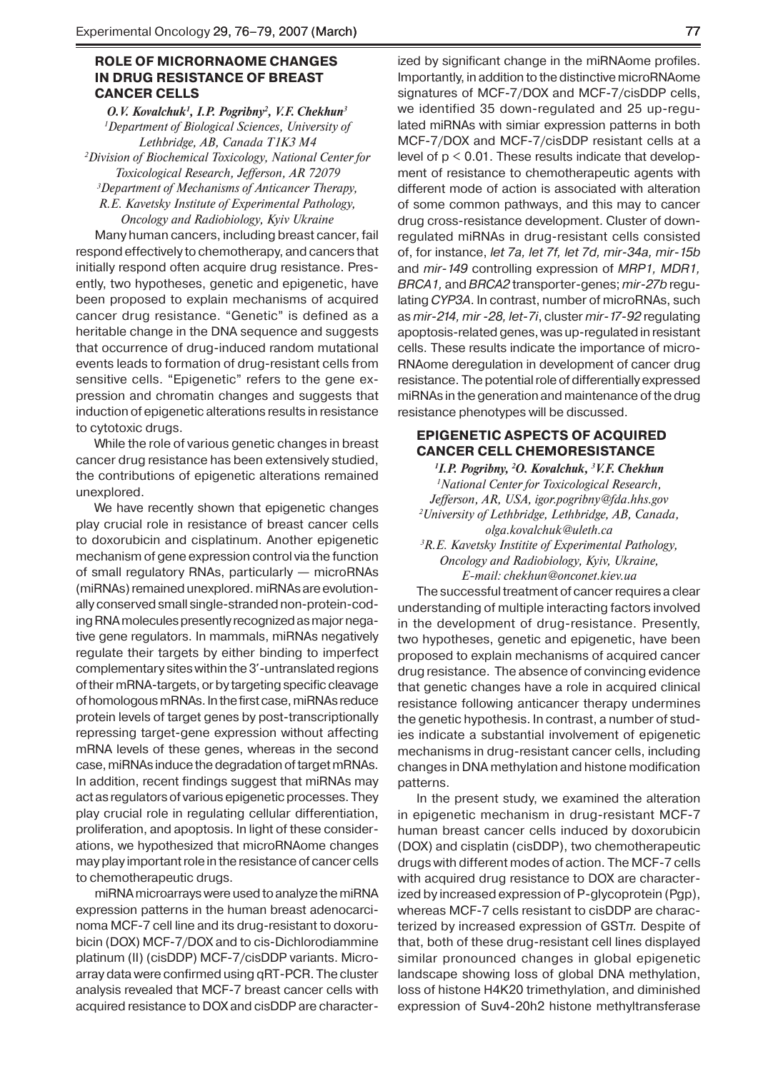## ROLE OF MICRORNAOME CHANGES IN DRUG RESISTANCE OF BREAST CANCER CELLS

*O.V. Kovalchuk[1], I.P. Pogribny[2], V.F. Chekhun[3]*
[1]*Department of Biological Sciences, University of Lethbridge, AB, Canada T1K3 M4*
[2]*Division of Biochemical Toxicology, National Center for Toxicological Research, Jefferson, AR 72079*
[3]*Department of Mechanisms of Anticancer Therapy, R.E. Kavetsky Institute of Experimental Pathology, Oncology and Radiobiology, Kyiv Ukraine*

Many human cancers, including breast cancer, fail respond effectively to chemotherapy, and cancers that initially respond often acquire drug resistance. Presently, two hypotheses, genetic and epigenetic, have been proposed to explain mechanisms of acquired cancer drug resistance. "Genetic" is defined as a heritable change in the DNA sequence and suggests that occurrence of drug-induced random mutational events leads to formation of drug-resistant cells from sensitive cells. "Epigenetic" refers to the gene expression and chromatin changes and suggests that induction of epigenetic alterations results in resistance to cytotoxic drugs.

While the role of various genetic changes in breast cancer drug resistance has been extensively studied, the contributions of epigenetic alterations remained unexplored.

We have recently shown that epigenetic changes play crucial role in resistance of breast cancer cells to doxorubicin and cisplatinum. Another epigenetic mechanism of gene expression control via the function of small regulatory RNAs, particularly — microRNAs (miRNAs) remained unexplored. miRNAs are evolutionally conserved small single-stranded non-protein-coding RNA molecules presently recognized as major negative gene regulators. In mammals, miRNAs negatively regulate their targets by either binding to imperfect complementary sites within the 3'-untranslated regions of their mRNA-targets, or by targeting specific cleavage of homologous mRNAs. In the first case, miRNAs reduce protein levels of target genes by post-transcriptionally repressing target-gene expression without affecting mRNA levels of these genes, whereas in the second case, miRNAs induce the degradation of target mRNAs. In addition, recent findings suggest that miRNAs may act as regulators of various epigenetic processes. They play crucial role in regulating cellular differentiation, proliferation, and apoptosis. In light of these considerations, we hypothesized that microRNAome changes may play important role in the resistance of cancer cells to chemotherapeutic drugs.

miRNA microarrays were used to analyze the miRNA expression patterns in the human breast adenocarcinoma MCF-7 cell line and its drug-resistant to doxorubicin (DOX) MCF-7/DOX and to cis-Dichlorodiammine platinum (II) (cisDDP) MCF-7/cisDDP variants. Microarray data were confirmed using qRT-PCR. The cluster analysis revealed that MCF-7 breast cancer cells with acquired resistance to DOX and cisDDP are characterized by significant change in the miRNAome profiles. Importantly, in addition to the distinctive microRNAome signatures of MCF-7/DOX and MCF-7/cisDDP cells, we identified 35 down-regulated and 25 up-regulated miRNAs with simiar expression patterns in both MCF-7/DOX and MCF-7/cisDDP resistant cells at a level of $p < 0.01$. These results indicate that development of resistance to chemotherapeutic agents with different mode of action is associated with alteration of some common pathways, and this may to cancer drug cross-resistance development. Cluster of down-regulated miRNAs in drug-resistant cells consisted of, for instance, *let 7a, let 7f, let 7d, mir-34a, mir-15b* and *mir-149* controlling expression of *MRP1, MDR1, BRCA1,* and *BRCA2* transporter-genes; *mir-27b* regulating *CYP3A*. In contrast, number of microRNAs, such as *mir-214, mir -28, let-7i*, cluster *mir-17-92* regulating apoptosis-related genes, was up-regulated in resistant cells. These results indicate the importance of microRNAome deregulation in development of cancer drug resistance. The potential role of differentially expressed miRNAs in the generation and maintenance of the drug resistance phenotypes will be discussed.

## EPIGENETIC ASPECTS OF ACQUIRED CANCER CELL CHEMORESISTANCE

[1]*I.P. Pogribny,* [2]*O. Kovalchuk,* [3]*V.F. Chekhun*
[1]*National Center for Toxicological Research, Jefferson, AR, USA, igor.pogribny@fda.hhs.gov*
[2]*University of Lethbridge, Lethbridge, AB, Canada, olga.kovalchuk@uleth.ca*
[3]*R.E. Kavetsky Institite of Experimental Pathology, Oncology and Radiobiology, Kyiv, Ukraine, E-mail: chekhun@onconet.kiev.ua*

The successful treatment of cancer requires a clear understanding of multiple interacting factors involved in the development of drug-resistance. Presently, two hypotheses, genetic and epigenetic, have been proposed to explain mechanisms of acquired cancer drug resistance. The absence of convincing evidence that genetic changes have a role in acquired clinical resistance following anticancer therapy undermines the genetic hypothesis. In contrast, a number of studies indicate a substantial involvement of epigenetic mechanisms in drug-resistant cancer cells, including changes in DNA methylation and histone modification patterns.

In the present study, we examined the alteration in epigenetic mechanism in drug-resistant MCF-7 human breast cancer cells induced by doxorubicin (DOX) and cisplatin (cisDDP), two chemotherapeutic drugs with different modes of action. The MCF-7 cells with acquired drug resistance to DOX are characterized by increased expression of P-glycoprotein (Pgp), whereas MCF-7 cells resistant to cisDDP are characterized by increased expression of GST$\pi$. Despite of that, both of these drug-resistant cell lines displayed similar pronounced changes in global epigenetic landscape showing loss of global DNA methylation, loss of histone H4K20 trimethylation, and diminished expression of Suv4-20h2 histone methyltransferase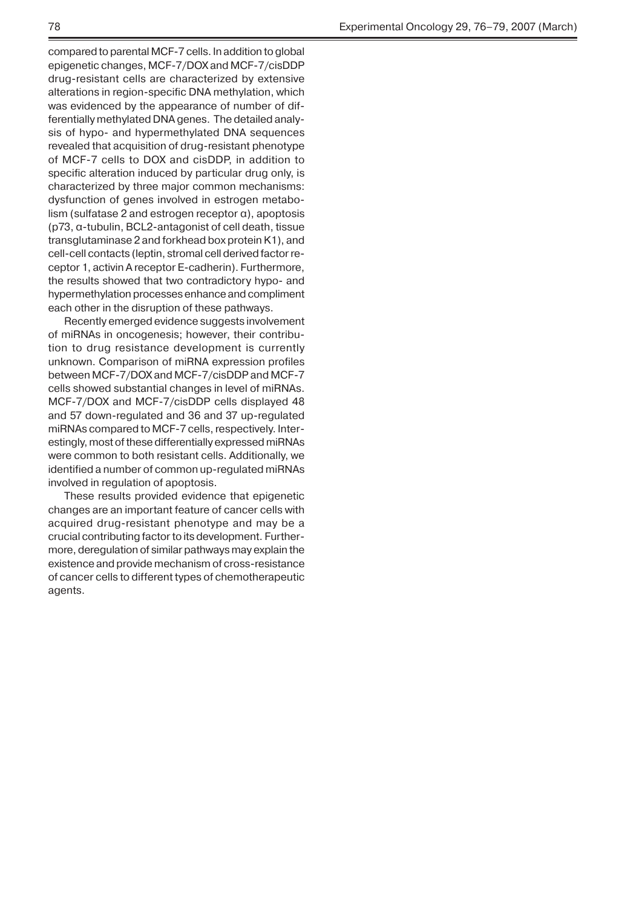compared to parental MCF-7 cells. In addition to global epigenetic changes, MCF-7/DOX and MCF-7/cisDDP drug-resistant cells are characterized by extensive alterations in region-specific DNA methylation, which was evidenced by the appearance of number of differentially methylated DNA genes. The detailed analysis of hypo- and hypermethylated DNA sequences revealed that acquisition of drug-resistant phenotype of MCF-7 cells to DOX and cisDDP, in addition to specific alteration induced by particular drug only, is characterized by three major common mechanisms: dysfunction of genes involved in estrogen metabolism (sulfatase 2 and estrogen receptor α), apoptosis (p73, α-tubulin, BCL2-antagonist of cell death, tissue transglutaminase 2 and forkhead box protein K1), and cell-cell contacts (leptin, stromal cell derived factor receptor 1, activin A receptor E-cadherin). Furthermore, the results showed that two contradictory hypo- and hypermethylation processes enhance and compliment each other in the disruption of these pathways.

Recently emerged evidence suggests involvement of miRNAs in oncogenesis; however, their contribution to drug resistance development is currently unknown. Comparison of miRNA expression profiles between MCF-7/DOX and MCF-7/cisDDP and MCF-7 cells showed substantial changes in level of miRNAs. MCF-7/DOX and MCF-7/cisDDP cells displayed 48 and 57 down-regulated and 36 and 37 up-regulated miRNAs compared to MCF-7 cells, respectively. Interestingly, most of these differentially expressed miRNAs were common to both resistant cells. Additionally, we identified a number of common up-regulated miRNAs involved in regulation of apoptosis.

These results provided evidence that epigenetic changes are an important feature of cancer cells with acquired drug-resistant phenotype and may be a crucial contributing factor to its development. Furthermore, deregulation of similar pathways may explain the existence and provide mechanism of cross-resistance of cancer cells to different types of chemotherapeutic agents.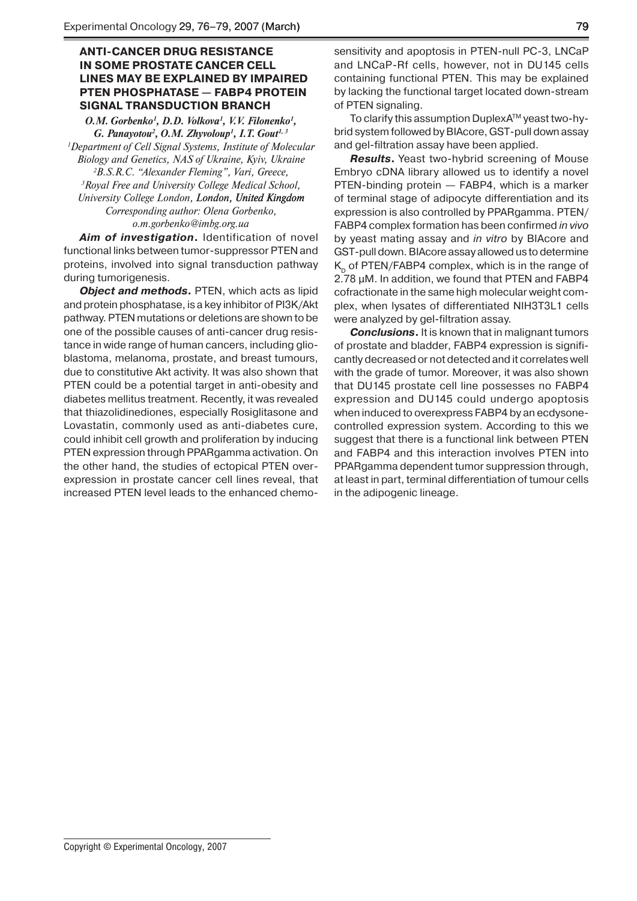## ANTI-CANCER DRUG RESISTANCE IN SOME PROSTATE CANCER CELL LINES MAY BE EXPLAINED BY IMPAIRED PTEN PHOSPHATASE — FABP4 PROTEIN SIGNAL TRANSDUCTION BRANCH

*O.M. Gorbenko[1], D.D. Volkova[1], V.V. Filonenko[1], G. Panayotou[2], O.M. Zhyvoloup[1], I.T. Gout[1, 3]*

*[1]Department of Cell Signal Systems, Institute of Molecular Biology and Genetics, NAS of Ukraine, Kyiv, Ukraine*
*[2]B.S.R.C. "Alexander Fleming", Vari, Greece,*
*[3]Royal Free and University College Medical School, University College London, London, United Kingdom*
*Corresponding author: Olena Gorbenko, o.m.gorbenko@imbg.org.ua*

***Aim of investigation.*** Identification of novel functional links between tumor-suppressor PTEN and proteins, involved into signal transduction pathway during tumorigenesis.

***Object and methods.*** PTEN, which acts as lipid and protein phosphatase, is a key inhibitor of PI3K/Akt pathway. PTEN mutations or deletions are shown to be one of the possible causes of anti-cancer drug resistance in wide range of human cancers, including glioblastoma, melanoma, prostate, and breast tumours, due to constitutive Akt activity. It was also shown that PTEN could be a potential target in anti-obesity and diabetes mellitus treatment. Recently, it was revealed that thiazolidinediones, especially Rosiglitasone and Lovastatin, commonly used as anti-diabetes cure, could inhibit cell growth and proliferation by inducing PTEN expression through PPARgamma activation. On the other hand, the studies of ectopical PTEN overexpression in prostate cancer cell lines reveal, that increased PTEN level leads to the enhanced chemosensitivity and apoptosis in PTEN-null PC-3, LNCaP and LNCaP-Rf cells, however, not in DU145 cells containing functional PTEN. This may be explained by lacking the functional target located down-stream of PTEN signaling.

To clarify this assumption DuplexA™ yeast two-hybrid system followed by BIAcore, GST-pull down assay and gel-filtration assay have been applied.

***Results.*** Yeast two-hybrid screening of Mouse Embryo cDNA library allowed us to identify a novel PTEN-binding protein — FABP4, which is a marker of terminal stage of adipocyte differentiation and its expression is also controlled by PPARgamma. PTEN/FABP4 complex formation has been confirmed *in vivo* by yeast mating assay and *in vitro* by BIAcore and GST-pull down. BIAcore assay allowed us to determine $K_D$ of PTEN/FABP4 complex, which is in the range of 2.78 μM. In addition, we found that PTEN and FABP4 cofractionate in the same high molecular weight complex, when lysates of differentiated NIH3T3L1 cells were analyzed by gel-filtration assay.

***Conclusions.*** It is known that in malignant tumors of prostate and bladder, FABP4 expression is significantly decreased or not detected and it correlates well with the grade of tumor. Moreover, it was also shown that DU145 prostate cell line possesses no FABP4 expression and DU145 could undergo apoptosis when induced to overexpress FABP4 by an ecdysone-controlled expression system. According to this we suggest that there is a functional link between PTEN and FABP4 and this interaction involves PTEN into PPARgamma dependent tumor suppression through, at least in part, terminal differentiation of tumour cells in the adipogenic lineage.

Copyright © Experimental Oncology, 2007